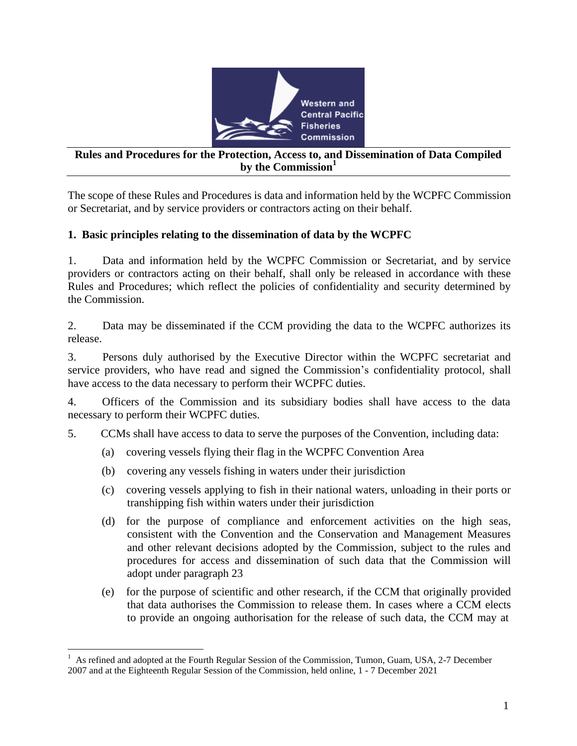# Rules and Procedures for the Protection, Access to, and Dissemination of Data Compiled by the Commission[1]

The scope of these Rules and Procedures is data and information held by the WCPFC Commission or Secretariat, and by service providers or contractors acting on their behalf.

## 1. Basic principles relating to the dissemination of data by the WCPFC

1. Data and information held by the WCPFC Commission or Secretariat, and by service providers or contractors acting on their behalf, shall only be released in accordance with these Rules and Procedures; which reflect the policies of confidentiality and security determined by the Commission.

2. Data may be disseminated if the CCM providing the data to the WCPFC authorizes its release.

3. Persons duly authorised by the Executive Director within the WCPFC secretariat and service providers, who have read and signed the Commission's confidentiality protocol, shall have access to the data necessary to perform their WCPFC duties.

4. Officers of the Commission and its subsidiary bodies shall have access to the data necessary to perform their WCPFC duties.

5. CCMs shall have access to data to serve the purposes of the Convention, including data:

   (a) covering vessels flying their flag in the WCPFC Convention Area

   (b) covering any vessels fishing in waters under their jurisdiction

   (c) covering vessels applying to fish in their national waters, unloading in their ports or transhipping fish within waters under their jurisdiction

   (d) for the purpose of compliance and enforcement activities on the high seas, consistent with the Convention and the Conservation and Management Measures and other relevant decisions adopted by the Commission, subject to the rules and procedures for access and dissemination of such data that the Commission will adopt under paragraph 23

   (e) for the purpose of scientific and other research, if the CCM that originally provided that data authorises the Commission to release them. In cases where a CCM elects to provide an ongoing authorisation for the release of such data, the CCM may at

[1] As refined and adopted at the Fourth Regular Session of the Commission, Tumon, Guam, USA, 2-7 December 2007 and at the Eighteenth Regular Session of the Commission, held online, 1 - 7 December 2021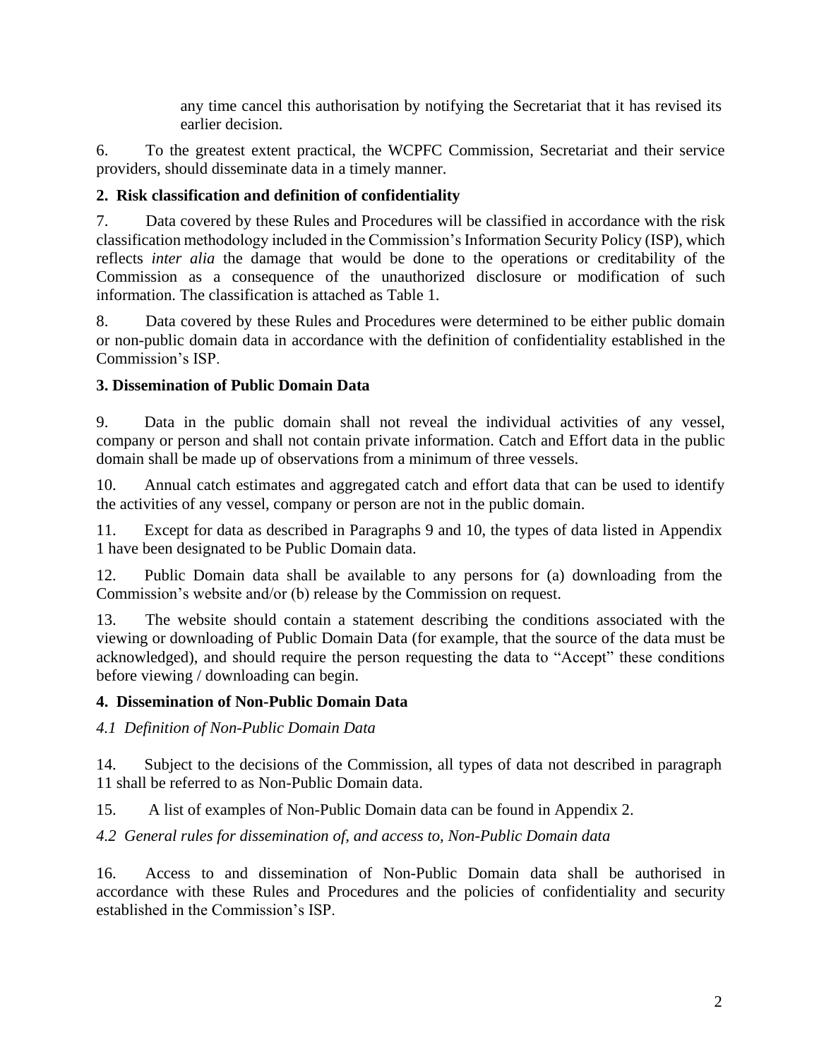any time cancel this authorisation by notifying the Secretariat that it has revised its earlier decision.

6. To the greatest extent practical, the WCPFC Commission, Secretariat and their service providers, should disseminate data in a timely manner.

## 2. Risk classification and definition of confidentiality

7. Data covered by these Rules and Procedures will be classified in accordance with the risk classification methodology included in the Commission's Information Security Policy (ISP), which reflects *inter alia* the damage that would be done to the operations or creditability of the Commission as a consequence of the unauthorized disclosure or modification of such information. The classification is attached as Table 1.

8. Data covered by these Rules and Procedures were determined to be either public domain or non-public domain data in accordance with the definition of confidentiality established in the Commission's ISP.

## 3. Dissemination of Public Domain Data

9. Data in the public domain shall not reveal the individual activities of any vessel, company or person and shall not contain private information. Catch and Effort data in the public domain shall be made up of observations from a minimum of three vessels.

10. Annual catch estimates and aggregated catch and effort data that can be used to identify the activities of any vessel, company or person are not in the public domain.

11. Except for data as described in Paragraphs 9 and 10, the types of data listed in Appendix 1 have been designated to be Public Domain data.

12. Public Domain data shall be available to any persons for (a) downloading from the Commission's website and/or (b) release by the Commission on request.

13. The website should contain a statement describing the conditions associated with the viewing or downloading of Public Domain Data (for example, that the source of the data must be acknowledged), and should require the person requesting the data to "Accept" these conditions before viewing / downloading can begin.

## 4. Dissemination of Non-Public Domain Data

### *4.1 Definition of Non-Public Domain Data*

14. Subject to the decisions of the Commission, all types of data not described in paragraph 11 shall be referred to as Non-Public Domain data.

15. A list of examples of Non-Public Domain data can be found in Appendix 2.

### *4.2 General rules for dissemination of, and access to, Non-Public Domain data*

16. Access to and dissemination of Non-Public Domain data shall be authorised in accordance with these Rules and Procedures and the policies of confidentiality and security established in the Commission's ISP.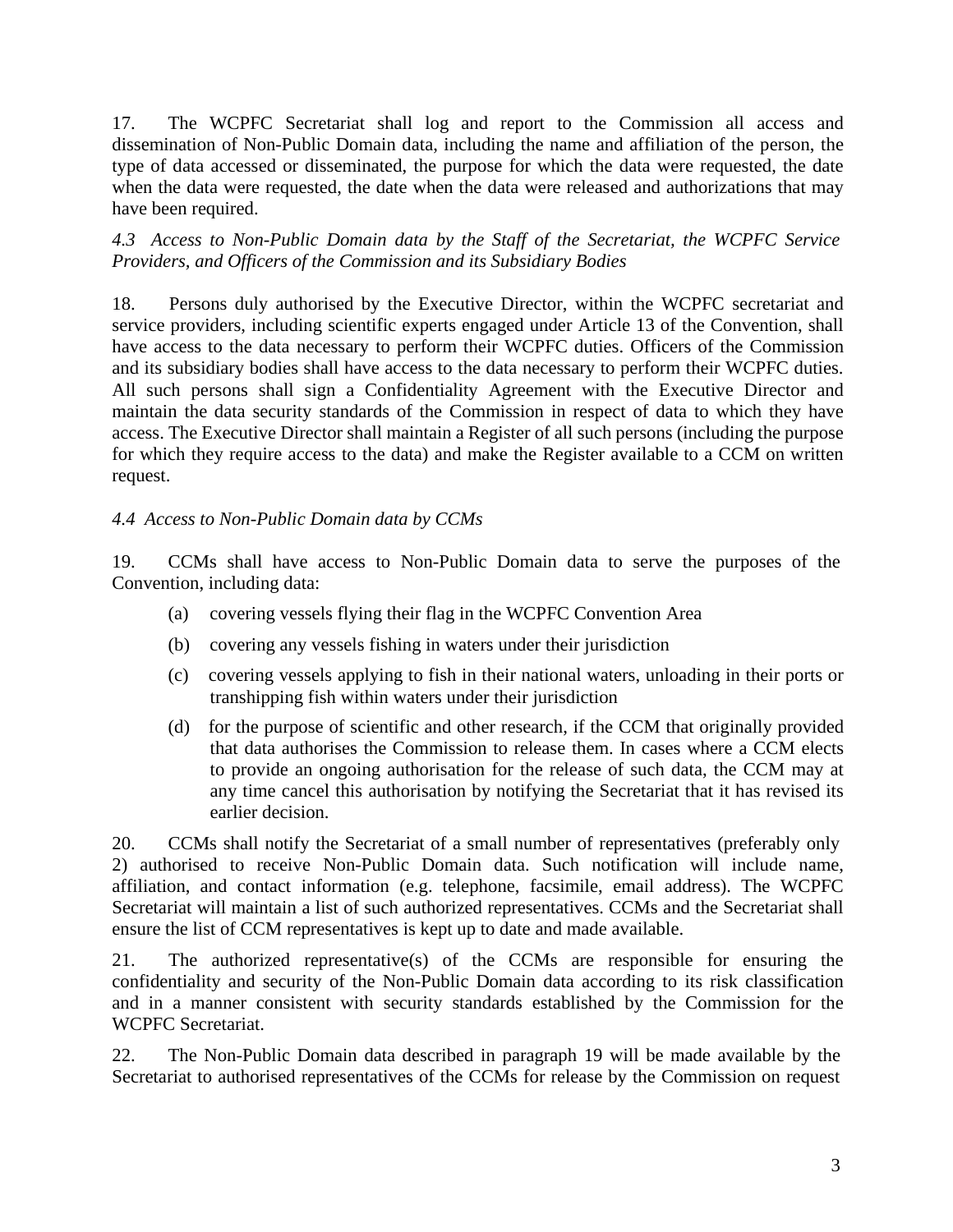17. The WCPFC Secretariat shall log and report to the Commission all access and dissemination of Non-Public Domain data, including the name and affiliation of the person, the type of data accessed or disseminated, the purpose for which the data were requested, the date when the data were requested, the date when the data were released and authorizations that may have been required.

*4.3 Access to Non-Public Domain data by the Staff of the Secretariat, the WCPFC Service Providers, and Officers of the Commission and its Subsidiary Bodies*

18. Persons duly authorised by the Executive Director, within the WCPFC secretariat and service providers, including scientific experts engaged under Article 13 of the Convention, shall have access to the data necessary to perform their WCPFC duties. Officers of the Commission and its subsidiary bodies shall have access to the data necessary to perform their WCPFC duties. All such persons shall sign a Confidentiality Agreement with the Executive Director and maintain the data security standards of the Commission in respect of data to which they have access. The Executive Director shall maintain a Register of all such persons (including the purpose for which they require access to the data) and make the Register available to a CCM on written request.

*4.4 Access to Non-Public Domain data by CCMs*

19. CCMs shall have access to Non-Public Domain data to serve the purposes of the Convention, including data:

(a) covering vessels flying their flag in the WCPFC Convention Area

(b) covering any vessels fishing in waters under their jurisdiction

(c) covering vessels applying to fish in their national waters, unloading in their ports or transhipping fish within waters under their jurisdiction

(d) for the purpose of scientific and other research, if the CCM that originally provided that data authorises the Commission to release them. In cases where a CCM elects to provide an ongoing authorisation for the release of such data, the CCM may at any time cancel this authorisation by notifying the Secretariat that it has revised its earlier decision.

20. CCMs shall notify the Secretariat of a small number of representatives (preferably only 2) authorised to receive Non-Public Domain data. Such notification will include name, affiliation, and contact information (e.g. telephone, facsimile, email address). The WCPFC Secretariat will maintain a list of such authorized representatives. CCMs and the Secretariat shall ensure the list of CCM representatives is kept up to date and made available.

21. The authorized representative(s) of the CCMs are responsible for ensuring the confidentiality and security of the Non-Public Domain data according to its risk classification and in a manner consistent with security standards established by the Commission for the WCPFC Secretariat.

22. The Non-Public Domain data described in paragraph 19 will be made available by the Secretariat to authorised representatives of the CCMs for release by the Commission on request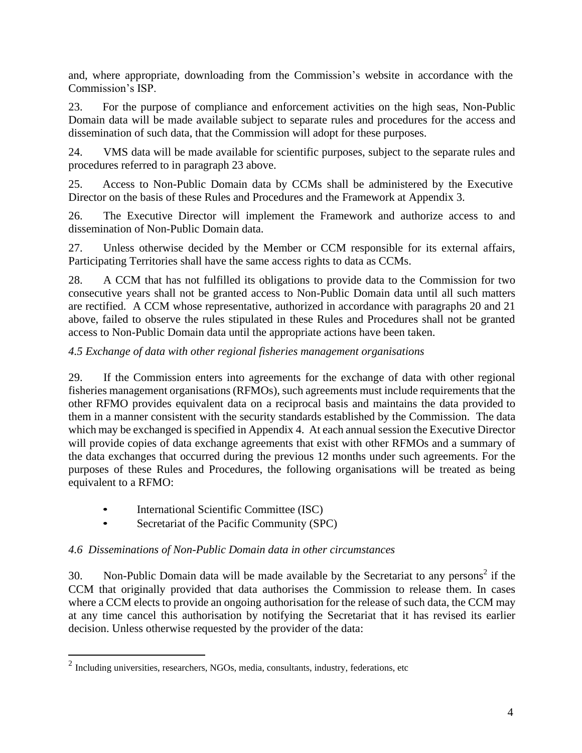and, where appropriate, downloading from the Commission's website in accordance with the Commission's ISP.

23. For the purpose of compliance and enforcement activities on the high seas, Non-Public Domain data will be made available subject to separate rules and procedures for the access and dissemination of such data, that the Commission will adopt for these purposes.

24. VMS data will be made available for scientific purposes, subject to the separate rules and procedures referred to in paragraph 23 above.

25. Access to Non-Public Domain data by CCMs shall be administered by the Executive Director on the basis of these Rules and Procedures and the Framework at Appendix 3.

26. The Executive Director will implement the Framework and authorize access to and dissemination of Non-Public Domain data.

27. Unless otherwise decided by the Member or CCM responsible for its external affairs, Participating Territories shall have the same access rights to data as CCMs.

28. A CCM that has not fulfilled its obligations to provide data to the Commission for two consecutive years shall not be granted access to Non-Public Domain data until all such matters are rectified. A CCM whose representative, authorized in accordance with paragraphs 20 and 21 above, failed to observe the rules stipulated in these Rules and Procedures shall not be granted access to Non-Public Domain data until the appropriate actions have been taken.

*4.5 Exchange of data with other regional fisheries management organisations*

29. If the Commission enters into agreements for the exchange of data with other regional fisheries management organisations (RFMOs), such agreements must include requirements that the other RFMO provides equivalent data on a reciprocal basis and maintains the data provided to them in a manner consistent with the security standards established by the Commission. The data which may be exchanged is specified in Appendix 4. At each annual session the Executive Director will provide copies of data exchange agreements that exist with other RFMOs and a summary of the data exchanges that occurred during the previous 12 months under such agreements. For the purposes of these Rules and Procedures, the following organisations will be treated as being equivalent to a RFMO:

- International Scientific Committee (ISC)
- Secretariat of the Pacific Community (SPC)

*4.6 Disseminations of Non-Public Domain data in other circumstances*

30. Non-Public Domain data will be made available by the Secretariat to any persons[2] if the CCM that originally provided that data authorises the Commission to release them. In cases where a CCM elects to provide an ongoing authorisation for the release of such data, the CCM may at any time cancel this authorisation by notifying the Secretariat that it has revised its earlier decision. Unless otherwise requested by the provider of the data:

[2] Including universities, researchers, NGOs, media, consultants, industry, federations, etc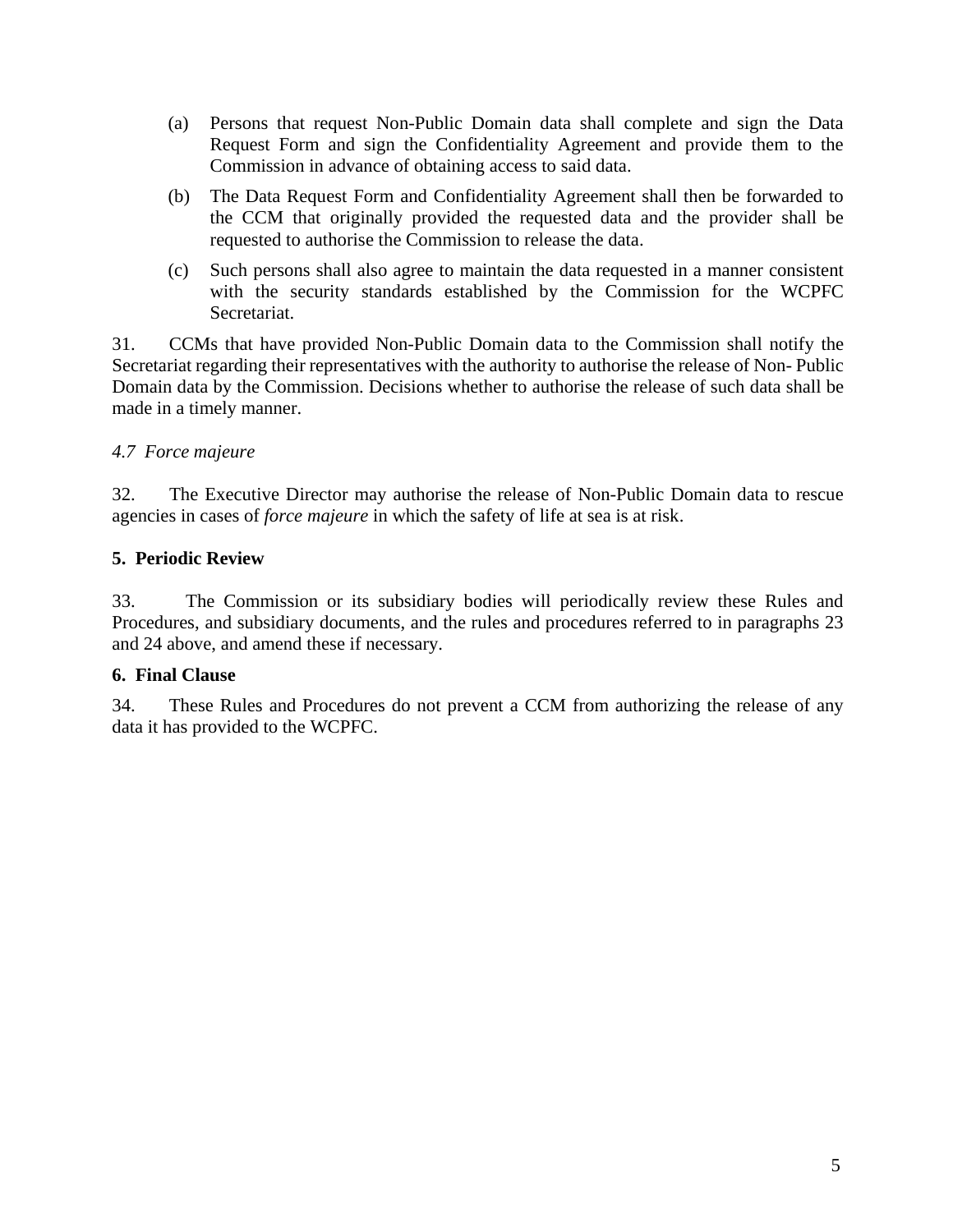(a) Persons that request Non-Public Domain data shall complete and sign the Data Request Form and sign the Confidentiality Agreement and provide them to the Commission in advance of obtaining access to said data.

(b) The Data Request Form and Confidentiality Agreement shall then be forwarded to the CCM that originally provided the requested data and the provider shall be requested to authorise the Commission to release the data.

(c) Such persons shall also agree to maintain the data requested in a manner consistent with the security standards established by the Commission for the WCPFC Secretariat.

31. CCMs that have provided Non-Public Domain data to the Commission shall notify the Secretariat regarding their representatives with the authority to authorise the release of Non- Public Domain data by the Commission. Decisions whether to authorise the release of such data shall be made in a timely manner.

*4.7 Force majeure*

32. The Executive Director may authorise the release of Non-Public Domain data to rescue agencies in cases of *force majeure* in which the safety of life at sea is at risk.

**5. Periodic Review**

33. The Commission or its subsidiary bodies will periodically review these Rules and Procedures, and subsidiary documents, and the rules and procedures referred to in paragraphs 23 and 24 above, and amend these if necessary.

**6. Final Clause**

34. These Rules and Procedures do not prevent a CCM from authorizing the release of any data it has provided to the WCPFC.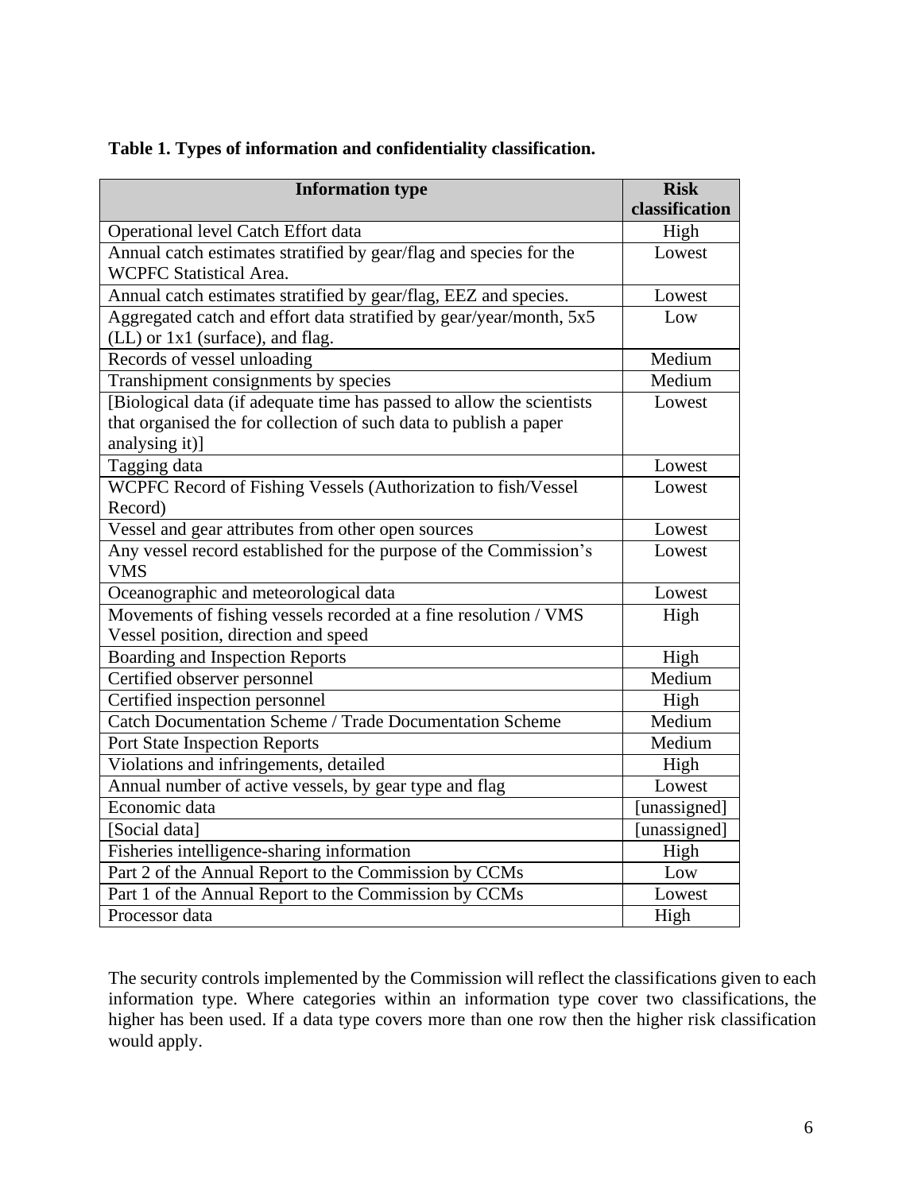**Table 1. Types of information and confidentiality classification.**

| Information type | Risk classification |
| --- | --- |
| Operational level Catch Effort data | High |
| Annual catch estimates stratified by gear/flag and species for the WCPFC Statistical Area. | Lowest |
| Annual catch estimates stratified by gear/flag, EEZ and species. | Lowest |
| Aggregated catch and effort data stratified by gear/year/month, 5x5 (LL) or 1x1 (surface), and flag. | Low |
| Records of vessel unloading | Medium |
| Transhipment consignments by species | Medium |
| [Biological data (if adequate time has passed to allow the scientists that organised the for collection of such data to publish a paper analysing it)] | Lowest |
| Tagging data | Lowest |
| WCPFC Record of Fishing Vessels (Authorization to fish/Vessel Record) | Lowest |
| Vessel and gear attributes from other open sources | Lowest |
| Any vessel record established for the purpose of the Commission's VMS | Lowest |
| Oceanographic and meteorological data | Lowest |
| Movements of fishing vessels recorded at a fine resolution / VMS Vessel position, direction and speed | High |
| Boarding and Inspection Reports | High |
| Certified observer personnel | Medium |
| Certified inspection personnel | High |
| Catch Documentation Scheme / Trade Documentation Scheme | Medium |
| Port State Inspection Reports | Medium |
| Violations and infringements, detailed | High |
| Annual number of active vessels, by gear type and flag | Lowest |
| Economic data | [unassigned] |
| [Social data] | [unassigned] |
| Fisheries intelligence-sharing information | High |
| Part 2 of the Annual Report to the Commission by CCMs | Low |
| Part 1 of the Annual Report to the Commission by CCMs | Lowest |
| Processor data | High |

The security controls implemented by the Commission will reflect the classifications given to each information type. Where categories within an information type cover two classifications, the higher has been used. If a data type covers more than one row then the higher risk classification would apply.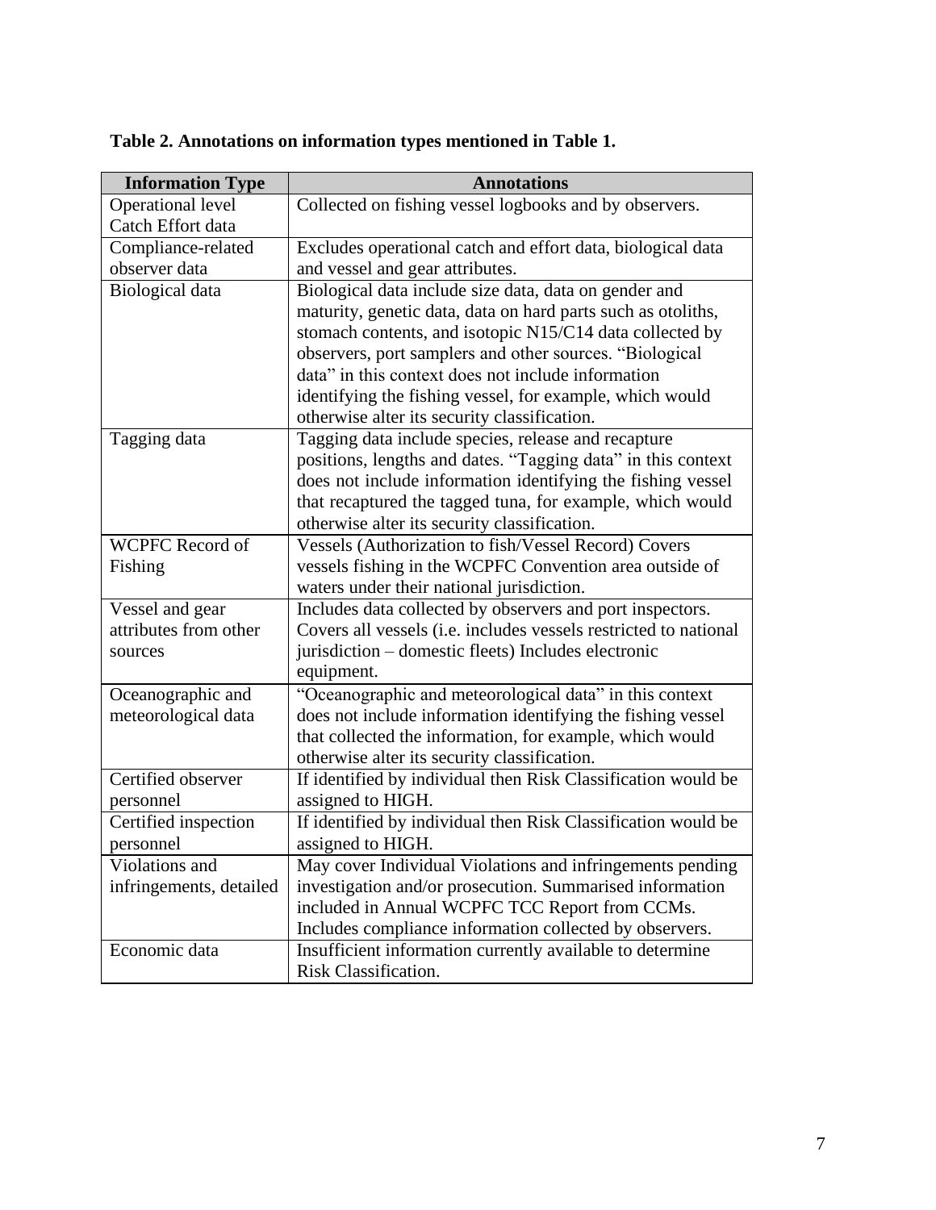**Table 2. Annotations on information types mentioned in Table 1.**

| Information Type | Annotations |
|---|---|
| Operational level Catch Effort data | Collected on fishing vessel logbooks and by observers. |
| Compliance-related observer data | Excludes operational catch and effort data, biological data and vessel and gear attributes. |
| Biological data | Biological data include size data, data on gender and maturity, genetic data, data on hard parts such as otoliths, stomach contents, and isotopic N15/C14 data collected by observers, port samplers and other sources. "Biological data" in this context does not include information identifying the fishing vessel, for example, which would otherwise alter its security classification. |
| Tagging data | Tagging data include species, release and recapture positions, lengths and dates. "Tagging data" in this context does not include information identifying the fishing vessel that recaptured the tagged tuna, for example, which would otherwise alter its security classification. |
| WCPFC Record of Fishing | Vessels (Authorization to fish/Vessel Record) Covers vessels fishing in the WCPFC Convention area outside of waters under their national jurisdiction. |
| Vessel and gear attributes from other sources | Includes data collected by observers and port inspectors. Covers all vessels (i.e. includes vessels restricted to national jurisdiction – domestic fleets) Includes electronic equipment. |
| Oceanographic and meteorological data | "Oceanographic and meteorological data" in this context does not include information identifying the fishing vessel that collected the information, for example, which would otherwise alter its security classification. |
| Certified observer personnel | If identified by individual then Risk Classification would be assigned to HIGH. |
| Certified inspection personnel | If identified by individual then Risk Classification would be assigned to HIGH. |
| Violations and infringements, detailed | May cover Individual Violations and infringements pending investigation and/or prosecution. Summarised information included in Annual WCPFC TCC Report from CCMs. Includes compliance information collected by observers. |
| Economic data | Insufficient information currently available to determine Risk Classification. |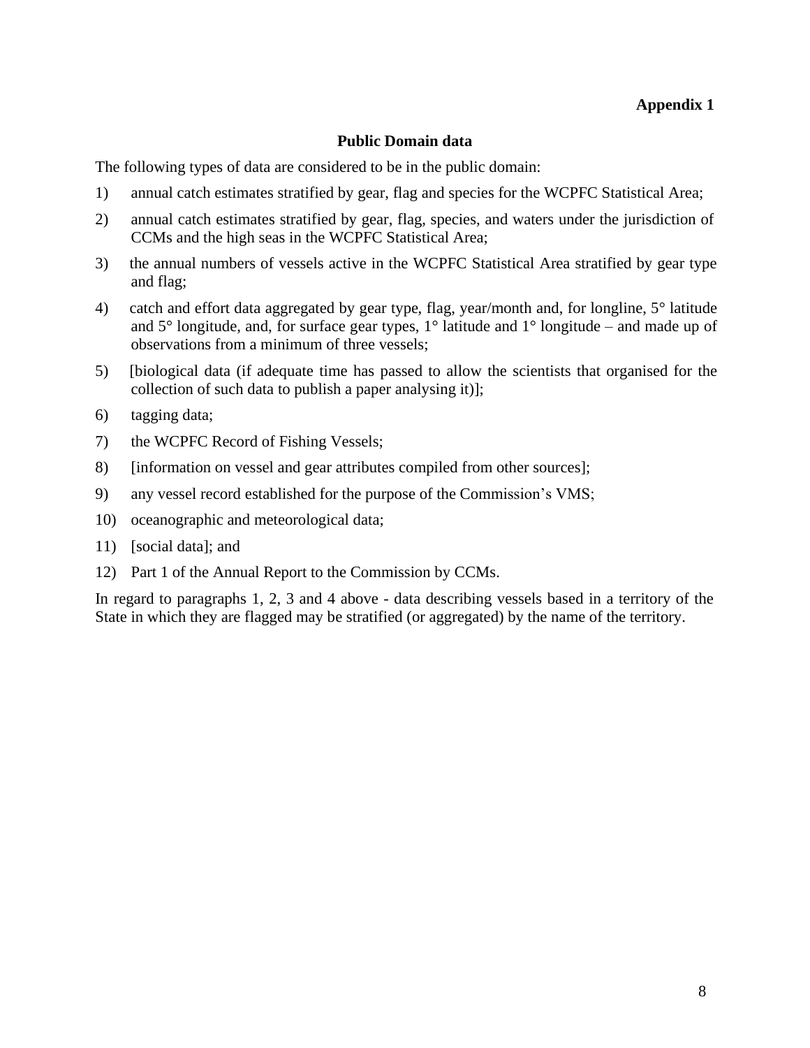**Appendix 1**

## Public Domain data

The following types of data are considered to be in the public domain:

1) annual catch estimates stratified by gear, flag and species for the WCPFC Statistical Area;

2) annual catch estimates stratified by gear, flag, species, and waters under the jurisdiction of CCMs and the high seas in the WCPFC Statistical Area;

3) the annual numbers of vessels active in the WCPFC Statistical Area stratified by gear type and flag;

4) catch and effort data aggregated by gear type, flag, year/month and, for longline, 5° latitude and 5° longitude, and, for surface gear types, 1° latitude and 1° longitude – and made up of observations from a minimum of three vessels;

5) [biological data (if adequate time has passed to allow the scientists that organised for the collection of such data to publish a paper analysing it)];

6) tagging data;

7) the WCPFC Record of Fishing Vessels;

8) [information on vessel and gear attributes compiled from other sources];

9) any vessel record established for the purpose of the Commission's VMS;

10) oceanographic and meteorological data;

11) [social data]; and

12) Part 1 of the Annual Report to the Commission by CCMs.

In regard to paragraphs 1, 2, 3 and 4 above - data describing vessels based in a territory of the State in which they are flagged may be stratified (or aggregated) by the name of the territory.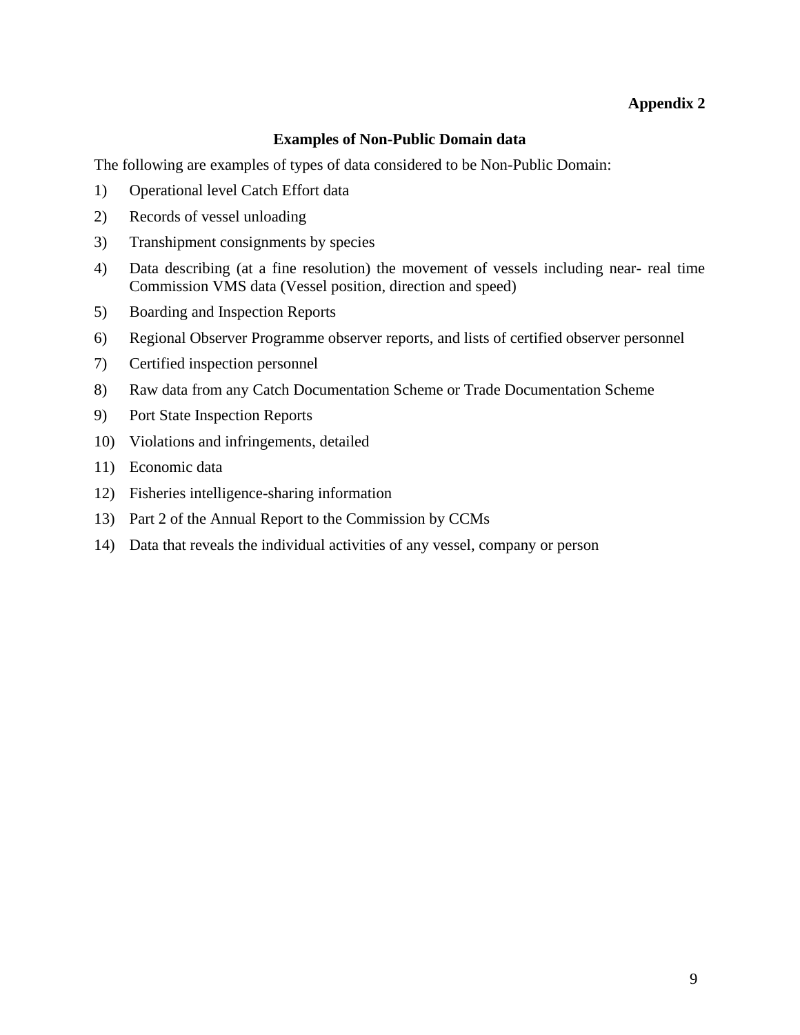**Appendix 2**

## Examples of Non-Public Domain data

The following are examples of types of data considered to be Non-Public Domain:

1) Operational level Catch Effort data
2) Records of vessel unloading
3) Transhipment consignments by species
4) Data describing (at a fine resolution) the movement of vessels including near- real time Commission VMS data (Vessel position, direction and speed)
5) Boarding and Inspection Reports
6) Regional Observer Programme observer reports, and lists of certified observer personnel
7) Certified inspection personnel
8) Raw data from any Catch Documentation Scheme or Trade Documentation Scheme
9) Port State Inspection Reports
10) Violations and infringements, detailed
11) Economic data
12) Fisheries intelligence-sharing information
13) Part 2 of the Annual Report to the Commission by CCMs
14) Data that reveals the individual activities of any vessel, company or person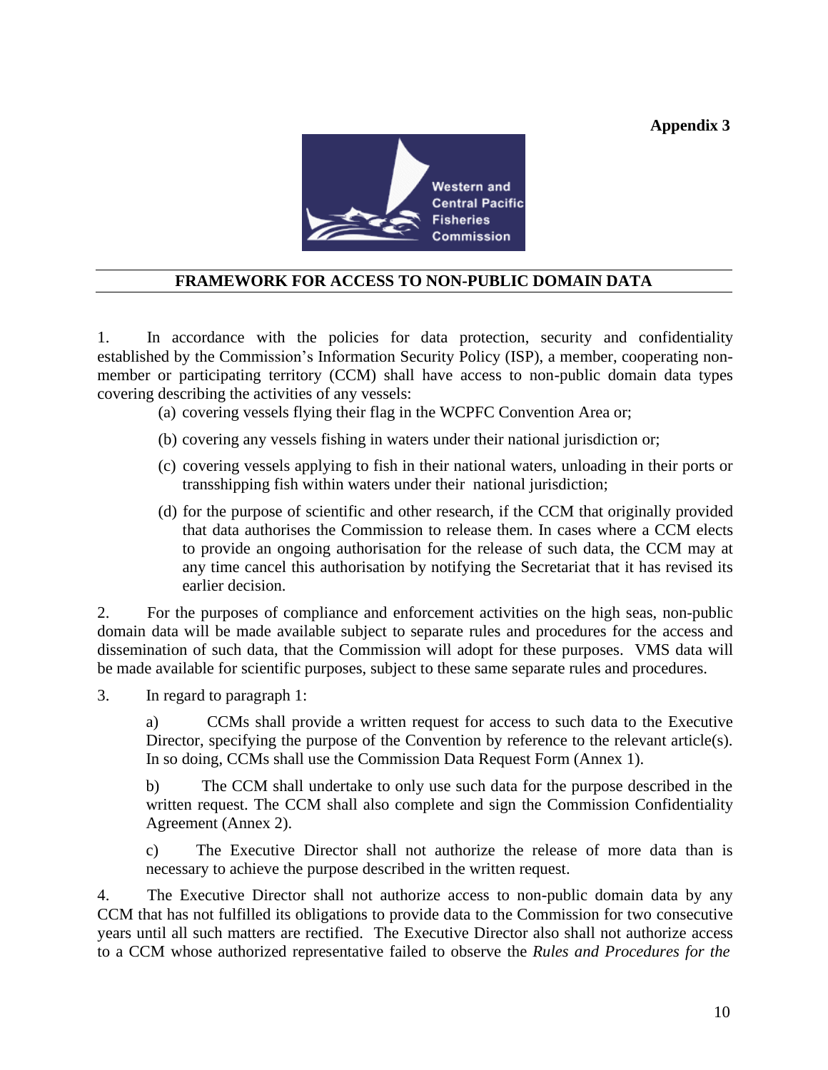**Appendix 3**

Western and Central Pacific Fisheries Commission

## FRAMEWORK FOR ACCESS TO NON-PUBLIC DOMAIN DATA

1. In accordance with the policies for data protection, security and confidentiality established by the Commission's Information Security Policy (ISP), a member, cooperating non-member or participating territory (CCM) shall have access to non-public domain data types covering describing the activities of any vessels:

   (a) covering vessels flying their flag in the WCPFC Convention Area or;

   (b) covering any vessels fishing in waters under their national jurisdiction or;

   (c) covering vessels applying to fish in their national waters, unloading in their ports or transshipping fish within waters under their national jurisdiction;

   (d) for the purpose of scientific and other research, if the CCM that originally provided that data authorises the Commission to release them. In cases where a CCM elects to provide an ongoing authorisation for the release of such data, the CCM may at any time cancel this authorisation by notifying the Secretariat that it has revised its earlier decision.

2. For the purposes of compliance and enforcement activities on the high seas, non-public domain data will be made available subject to separate rules and procedures for the access and dissemination of such data, that the Commission will adopt for these purposes. VMS data will be made available for scientific purposes, subject to these same separate rules and procedures.

3. In regard to paragraph 1:

   a) CCMs shall provide a written request for access to such data to the Executive Director, specifying the purpose of the Convention by reference to the relevant article(s). In so doing, CCMs shall use the Commission Data Request Form (Annex 1).

   b) The CCM shall undertake to only use such data for the purpose described in the written request. The CCM shall also complete and sign the Commission Confidentiality Agreement (Annex 2).

   c) The Executive Director shall not authorize the release of more data than is necessary to achieve the purpose described in the written request.

4. The Executive Director shall not authorize access to non-public domain data by any CCM that has not fulfilled its obligations to provide data to the Commission for two consecutive years until all such matters are rectified. The Executive Director also shall not authorize access to a CCM whose authorized representative failed to observe the *Rules and Procedures for the*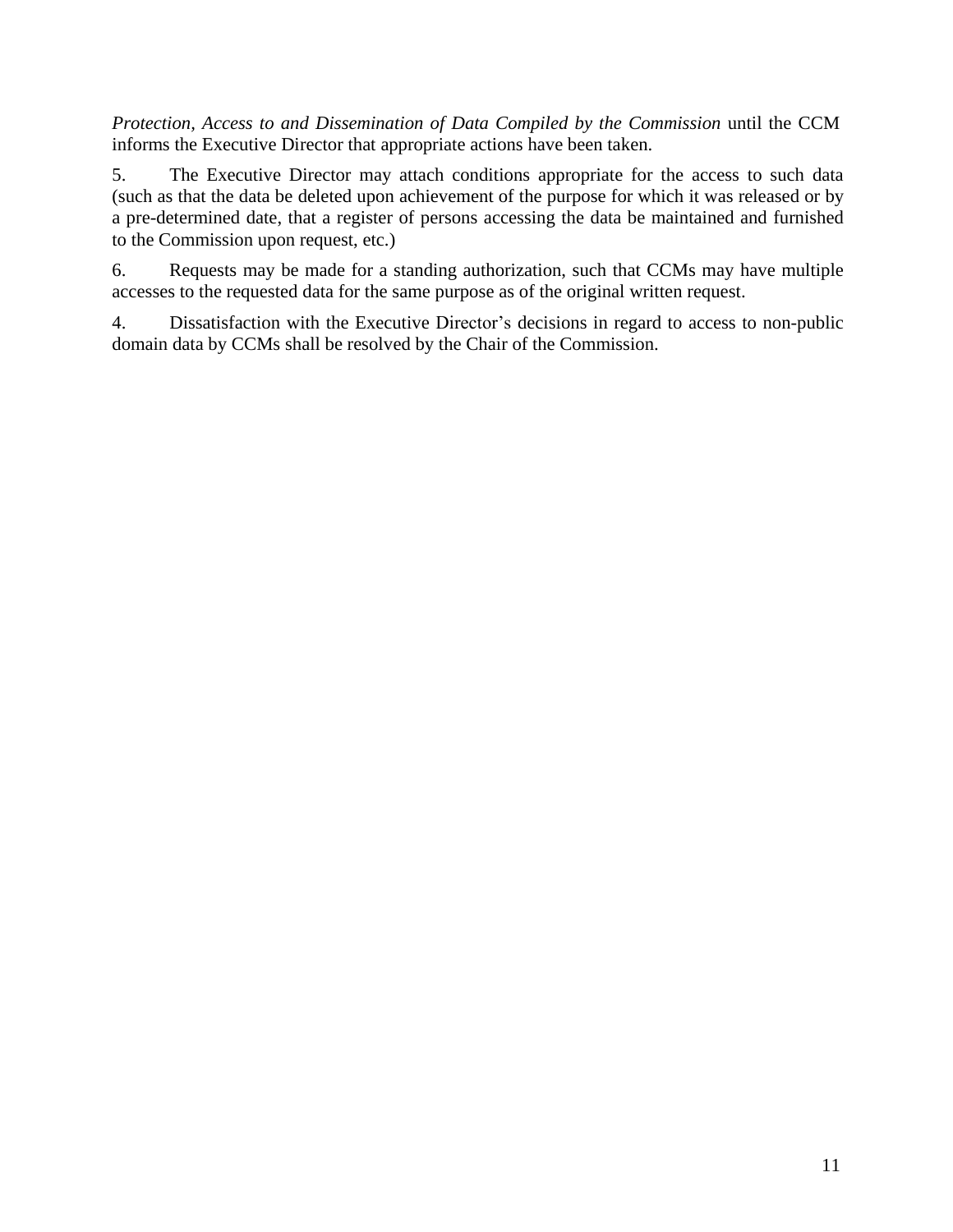*Protection, Access to and Dissemination of Data Compiled by the Commission* until the CCM informs the Executive Director that appropriate actions have been taken.

5. The Executive Director may attach conditions appropriate for the access to such data (such as that the data be deleted upon achievement of the purpose for which it was released or by a pre-determined date, that a register of persons accessing the data be maintained and furnished to the Commission upon request, etc.)

6. Requests may be made for a standing authorization, such that CCMs may have multiple accesses to the requested data for the same purpose as of the original written request.

4. Dissatisfaction with the Executive Director's decisions in regard to access to non-public domain data by CCMs shall be resolved by the Chair of the Commission.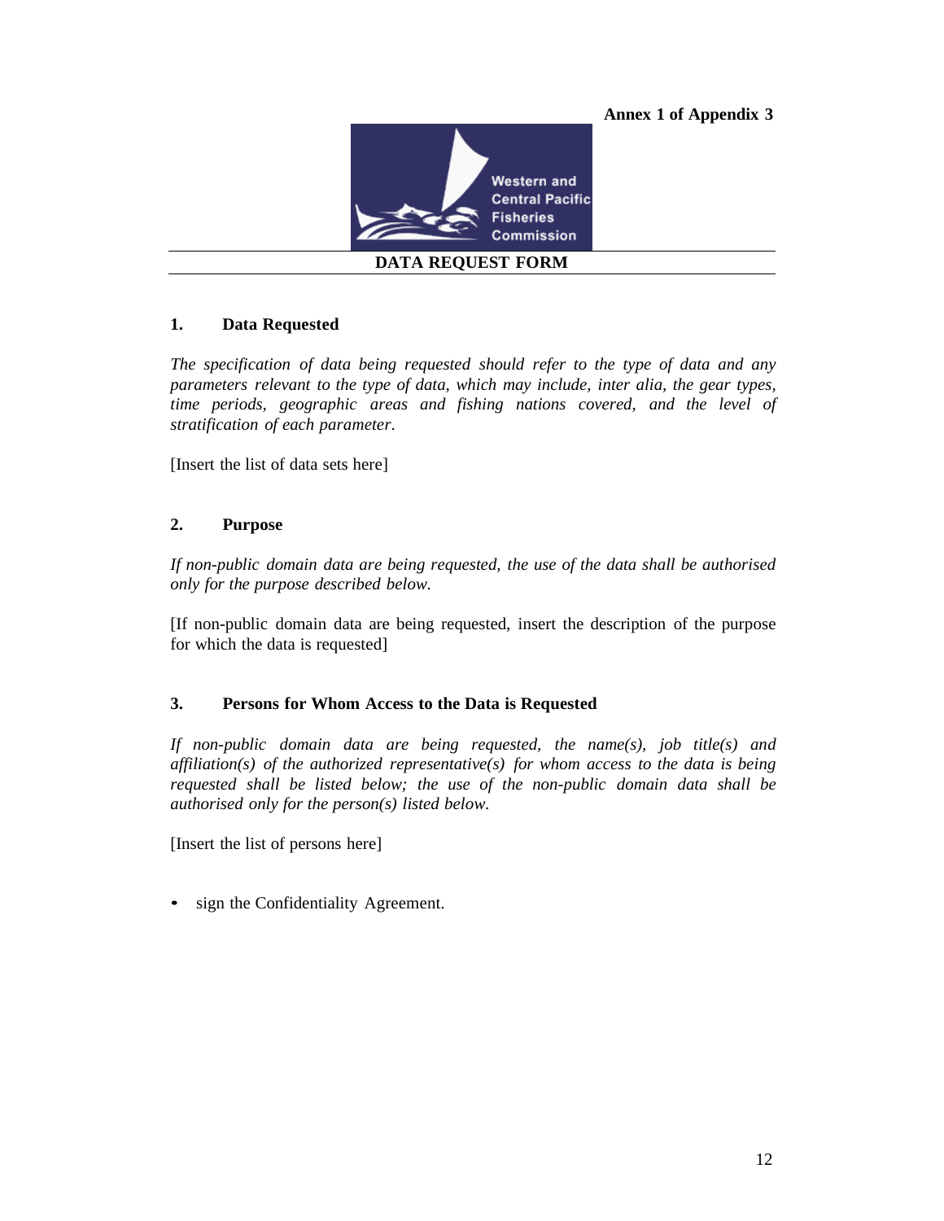**Annex 1 of Appendix 3**

Western and Central Pacific Fisheries Commission

## DATA REQUEST FORM

### 1. Data Requested

*The specification of data being requested should refer to the type of data and any parameters relevant to the type of data, which may include, inter alia, the gear types, time periods, geographic areas and fishing nations covered, and the level of stratification of each parameter.*

[Insert the list of data sets here]

### 2. Purpose

*If non-public domain data are being requested, the use of the data shall be authorised only for the purpose described below.*

[If non-public domain data are being requested, insert the description of the purpose for which the data is requested]

### 3. Persons for Whom Access to the Data is Requested

*If non-public domain data are being requested, the name(s), job title(s) and affiliation(s) of the authorized representative(s) for whom access to the data is being requested shall be listed below; the use of the non-public domain data shall be authorised only for the person(s) listed below.*

[Insert the list of persons here]

- sign the Confidentiality Agreement.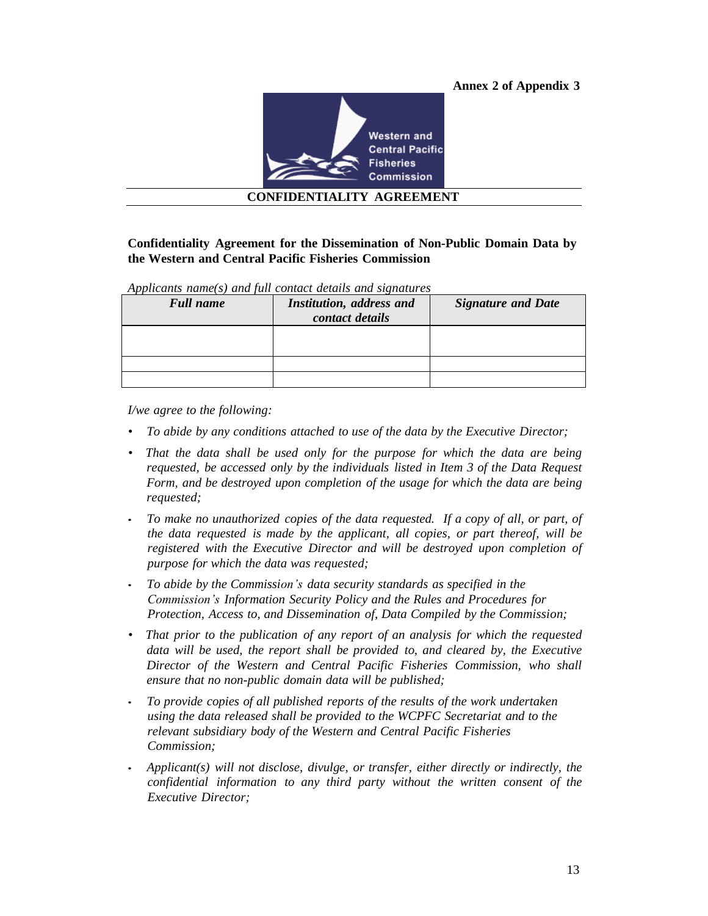Annex 2 of Appendix 3

Western and Central Pacific Fisheries Commission

# CONFIDENTIALITY AGREEMENT

**Confidentiality Agreement for the Dissemination of Non-Public Domain Data by the Western and Central Pacific Fisheries Commission**

*Applicants name(s) and full contact details and signatures*

| *Full name* | *Institution, address and contact details* | *Signature and Date* |
|---|---|---|
| | | |
| | | |
| | | |

*I/we agree to the following:*

- *To abide by any conditions attached to use of the data by the Executive Director;*
- *That the data shall be used only for the purpose for which the data are being requested, be accessed only by the individuals listed in Item 3 of the Data Request Form, and be destroyed upon completion of the usage for which the data are being requested;*
- *To make no unauthorized copies of the data requested. If a copy of all, or part, of the data requested is made by the applicant, all copies, or part thereof, will be registered with the Executive Director and will be destroyed upon completion of purpose for which the data was requested;*
- *To abide by the Commission's data security standards as specified in the Commission's Information Security Policy and the Rules and Procedures for Protection, Access to, and Dissemination of, Data Compiled by the Commission;*
- *That prior to the publication of any report of an analysis for which the requested data will be used, the report shall be provided to, and cleared by, the Executive Director of the Western and Central Pacific Fisheries Commission, who shall ensure that no non-public domain data will be published;*
- *To provide copies of all published reports of the results of the work undertaken using the data released shall be provided to the WCPFC Secretariat and to the relevant subsidiary body of the Western and Central Pacific Fisheries Commission;*
- *Applicant(s) will not disclose, divulge, or transfer, either directly or indirectly, the confidential information to any third party without the written consent of the Executive Director;*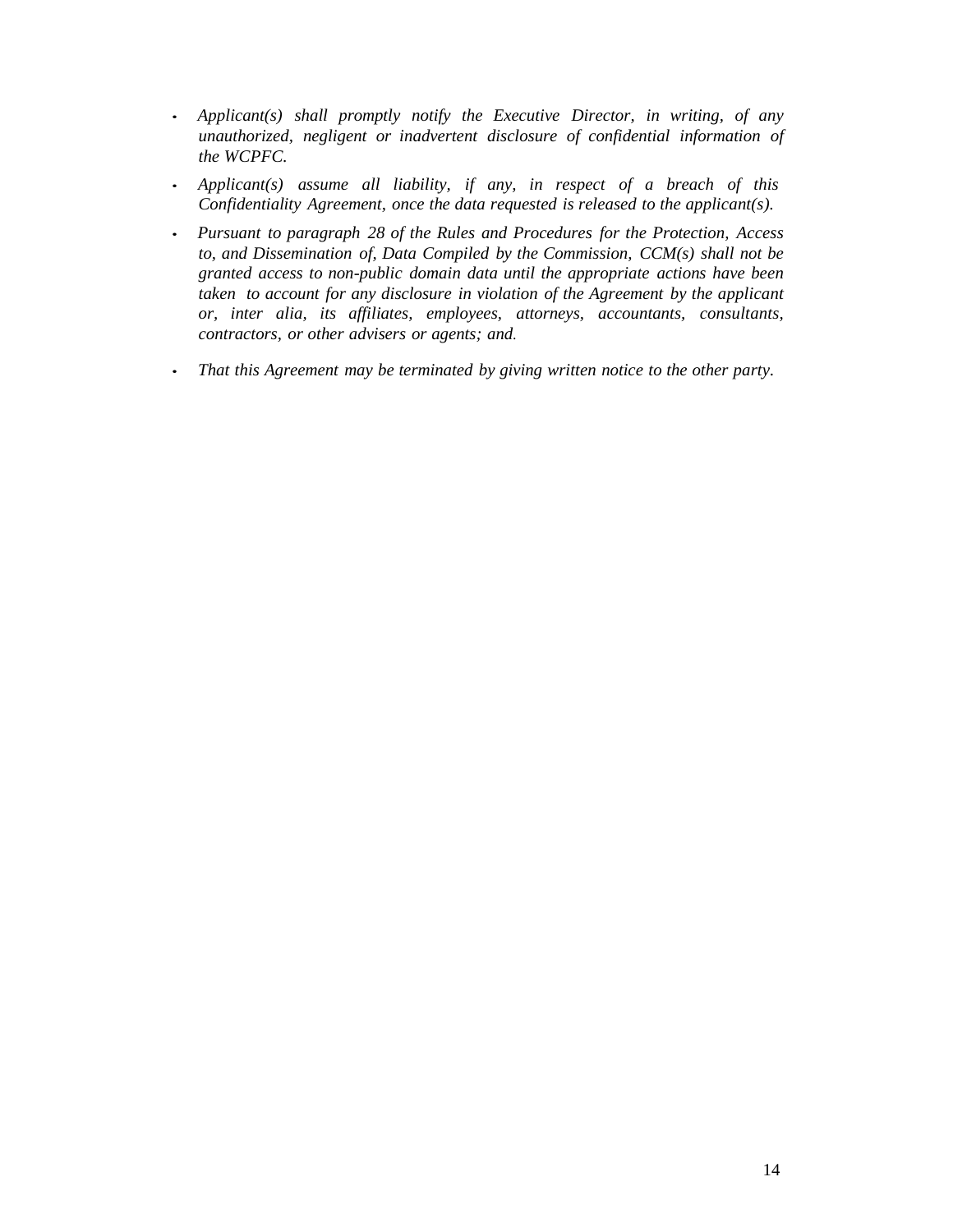- *Applicant(s) shall promptly notify the Executive Director, in writing, of any unauthorized, negligent or inadvertent disclosure of confidential information of the WCPFC.*
- *Applicant(s) assume all liability, if any, in respect of a breach of this Confidentiality Agreement, once the data requested is released to the applicant(s).*
- *Pursuant to paragraph 28 of the Rules and Procedures for the Protection, Access to, and Dissemination of, Data Compiled by the Commission, CCM(s) shall not be granted access to non-public domain data until the appropriate actions have been taken to account for any disclosure in violation of the Agreement by the applicant or, inter alia, its affiliates, employees, attorneys, accountants, consultants, contractors, or other advisers or agents; and.*
- *That this Agreement may be terminated by giving written notice to the other party.*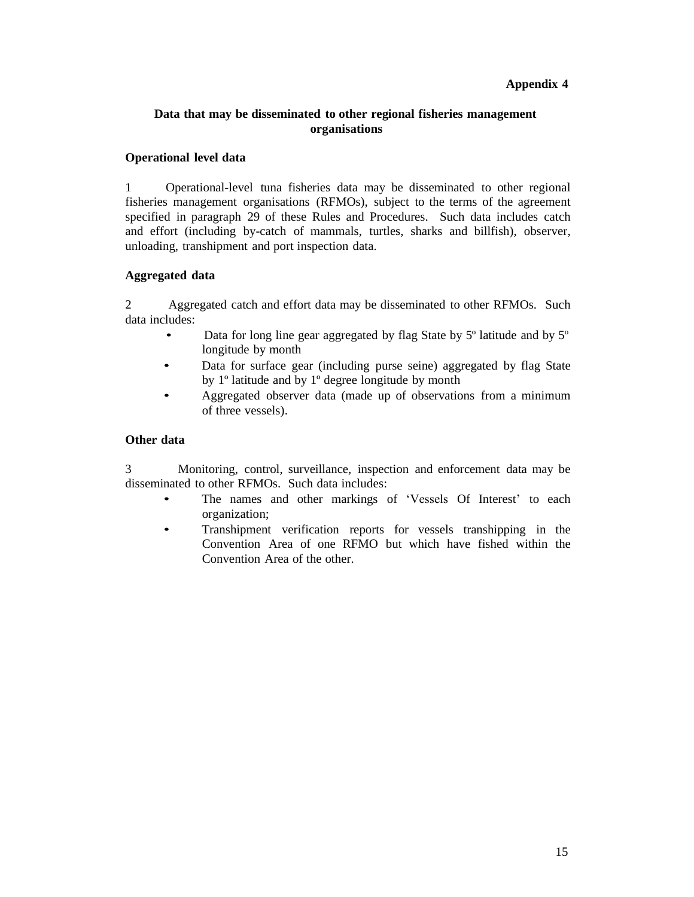**Appendix 4**

## Data that may be disseminated to other regional fisheries management organisations

### Operational level data

1 Operational-level tuna fisheries data may be disseminated to other regional fisheries management organisations (RFMOs), subject to the terms of the agreement specified in paragraph 29 of these Rules and Procedures. Such data includes catch and effort (including by-catch of mammals, turtles, sharks and billfish), observer, unloading, transhipment and port inspection data.

### Aggregated data

2 Aggregated catch and effort data may be disseminated to other RFMOs. Such data includes:

- Data for long line gear aggregated by flag State by 5º latitude and by 5º longitude by month
- Data for surface gear (including purse seine) aggregated by flag State by 1º latitude and by 1º degree longitude by month
- Aggregated observer data (made up of observations from a minimum of three vessels).

### Other data

3 Monitoring, control, surveillance, inspection and enforcement data may be disseminated to other RFMOs. Such data includes:

- The names and other markings of 'Vessels Of Interest' to each organization;
- Transhipment verification reports for vessels transhipping in the Convention Area of one RFMO but which have fished within the Convention Area of the other.